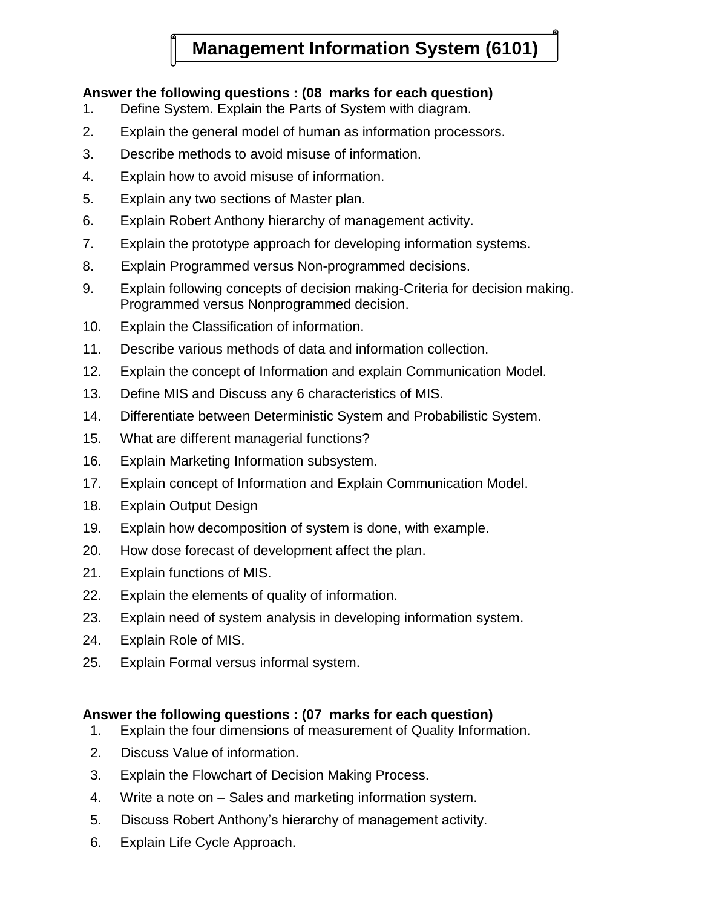# Management Information System (6101)

**Answer the following questions : (08 marks for each question)**

1. Define System. Explain the Parts of System with diagram.
2. Explain the general model of human as information processors.
3. Describe methods to avoid misuse of information.
4. Explain how to avoid misuse of information.
5. Explain any two sections of Master plan.
6. Explain Robert Anthony hierarchy of management activity.
7. Explain the prototype approach for developing information systems.
8. Explain Programmed versus Non-programmed decisions.
9. Explain following concepts of decision making-Criteria for decision making. Programmed versus Nonprogrammed decision.
10. Explain the Classification of information.
11. Describe various methods of data and information collection.
12. Explain the concept of Information and explain Communication Model.
13. Define MIS and Discuss any 6 characteristics of MIS.
14. Differentiate between Deterministic System and Probabilistic System.
15. What are different managerial functions?
16. Explain Marketing Information subsystem.
17. Explain concept of Information and Explain Communication Model.
18. Explain Output Design
19. Explain how decomposition of system is done, with example.
20. How dose forecast of development affect the plan.
21. Explain functions of MIS.
22. Explain the elements of quality of information.
23. Explain need of system analysis in developing information system.
24. Explain Role of MIS.
25. Explain Formal versus informal system.

**Answer the following questions : (07 marks for each question)**

1. Explain the four dimensions of measurement of Quality Information.
2. Discuss Value of information.
3. Explain the Flowchart of Decision Making Process.
4. Write a note on – Sales and marketing information system.
5. Discuss Robert Anthony's hierarchy of management activity.
6. Explain Life Cycle Approach.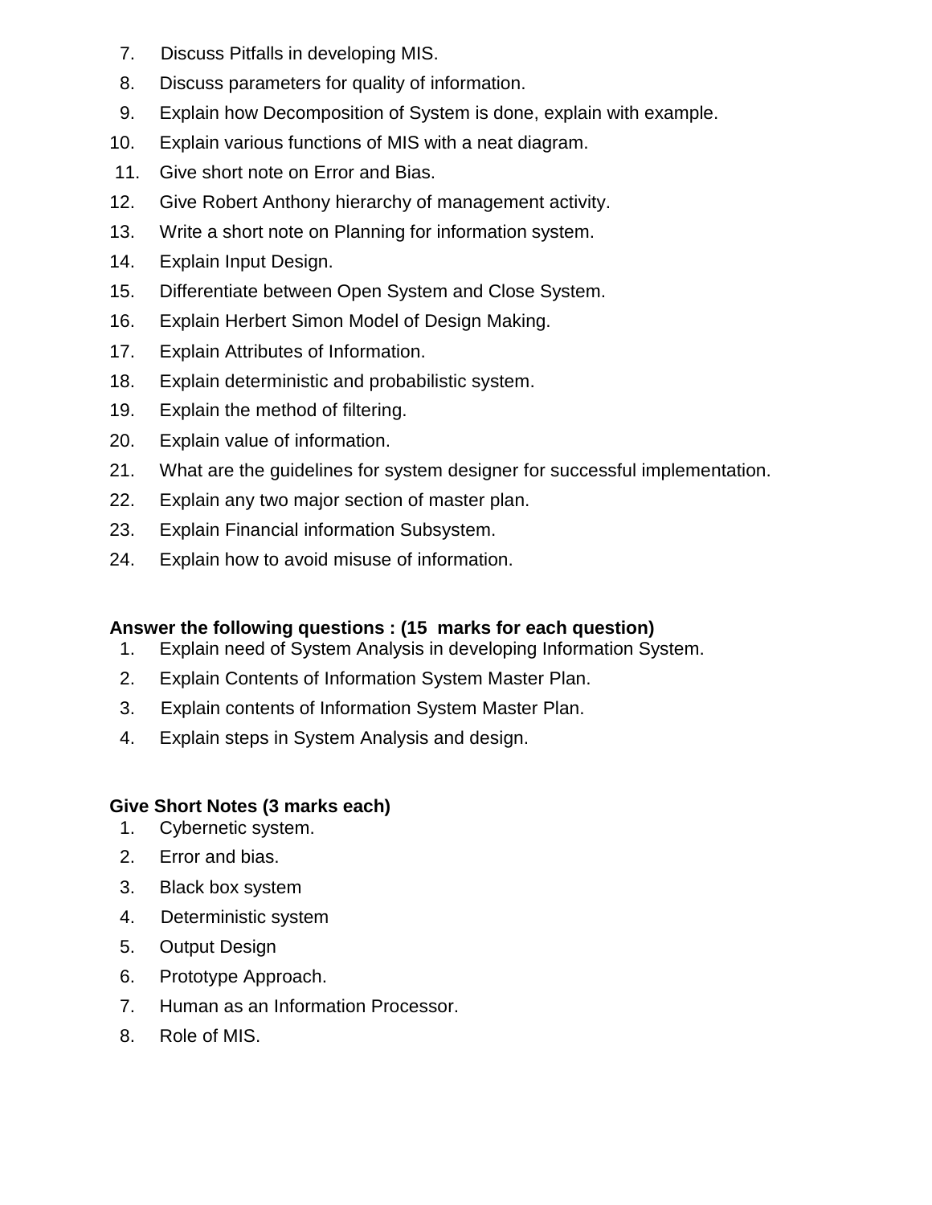7. Discuss Pitfalls in developing MIS.
8. Discuss parameters for quality of information.
9. Explain how Decomposition of System is done, explain with example.
10. Explain various functions of MIS with a neat diagram.
11. Give short note on Error and Bias.
12. Give Robert Anthony hierarchy of management activity.
13. Write a short note on Planning for information system.
14. Explain Input Design.
15. Differentiate between Open System and Close System.
16. Explain Herbert Simon Model of Design Making.
17. Explain Attributes of Information.
18. Explain deterministic and probabilistic system.
19. Explain the method of filtering.
20. Explain value of information.
21. What are the guidelines for system designer for successful implementation.
22. Explain any two major section of master plan.
23. Explain Financial information Subsystem.
24. Explain how to avoid misuse of information.

**Answer the following questions : (15 marks for each question)**

1. Explain need of System Analysis in developing Information System.
2. Explain Contents of Information System Master Plan.
3. Explain contents of Information System Master Plan.
4. Explain steps in System Analysis and design.

**Give Short Notes (3 marks each)**

1. Cybernetic system.
2. Error and bias.
3. Black box system
4. Deterministic system
5. Output Design
6. Prototype Approach.
7. Human as an Information Processor.
8. Role of MIS.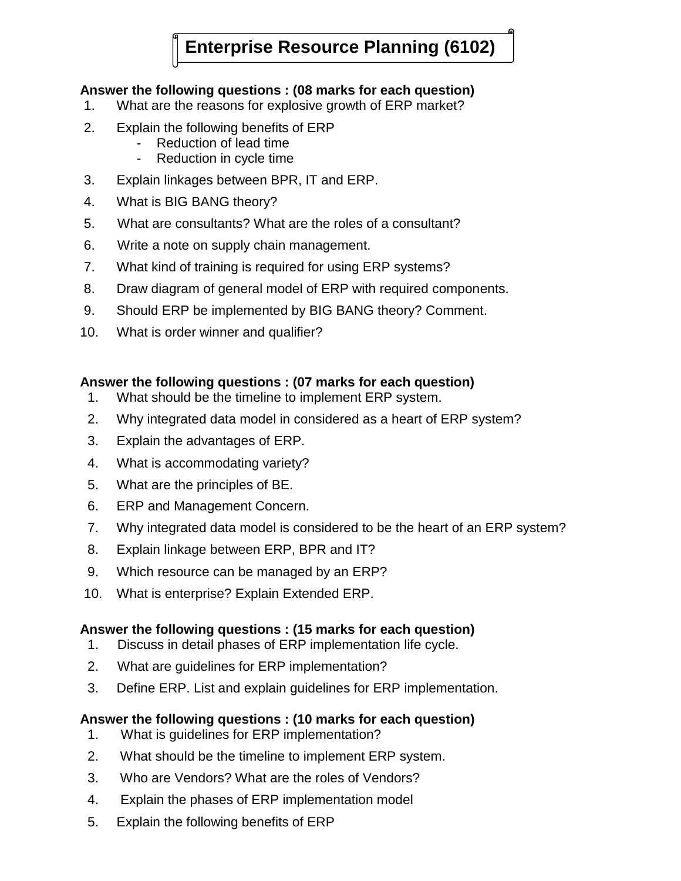# Enterprise Resource Planning (6102)

**Answer the following questions : (08 marks for each question)**

1. What are the reasons for explosive growth of ERP market?
2. Explain the following benefits of ERP
   - Reduction of lead time
   - Reduction in cycle time
3. Explain linkages between BPR, IT and ERP.
4. What is BIG BANG theory?
5. What are consultants? What are the roles of a consultant?
6. Write a note on supply chain management.
7. What kind of training is required for using ERP systems?
8. Draw diagram of general model of ERP with required components.
9. Should ERP be implemented by BIG BANG theory? Comment.
10. What is order winner and qualifier?

**Answer the following questions : (07 marks for each question)**

1. What should be the timeline to implement ERP system.
2. Why integrated data model in considered as a heart of ERP system?
3. Explain the advantages of ERP.
4. What is accommodating variety?
5. What are the principles of BE.
6. ERP and Management Concern.
7. Why integrated data model is considered to be the heart of an ERP system?
8. Explain linkage between ERP, BPR and IT?
9. Which resource can be managed by an ERP?
10. What is enterprise? Explain Extended ERP.

**Answer the following questions : (15 marks for each question)**

1. Discuss in detail phases of ERP implementation life cycle.
2. What are guidelines for ERP implementation?
3. Define ERP. List and explain guidelines for ERP implementation.

**Answer the following questions : (10 marks for each question)**

1. What is guidelines for ERP implementation?
2. What should be the timeline to implement ERP system.
3. Who are Vendors? What are the roles of Vendors?
4. Explain the phases of ERP implementation model
5. Explain the following benefits of ERP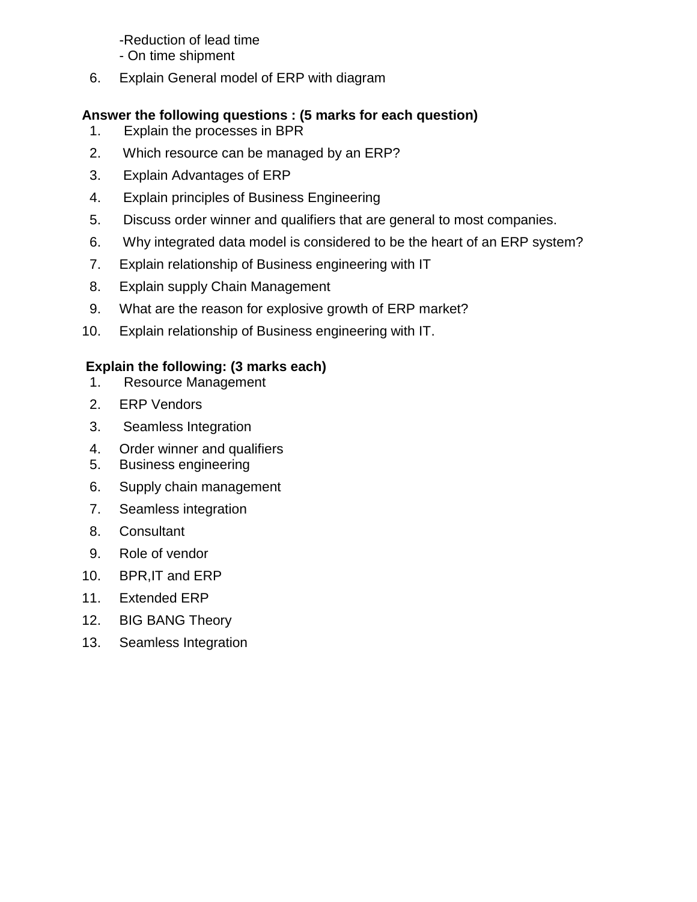-Reduction of lead time
- On time shipment

6. Explain General model of ERP with diagram

**Answer the following questions : (5 marks for each question)**

1. Explain the processes in BPR
2. Which resource can be managed by an ERP?
3. Explain Advantages of ERP
4. Explain principles of Business Engineering
5. Discuss order winner and qualifiers that are general to most companies.
6. Why integrated data model is considered to be the heart of an ERP system?
7. Explain relationship of Business engineering with IT
8. Explain supply Chain Management
9. What are the reason for explosive growth of ERP market?
10. Explain relationship of Business engineering with IT.

**Explain the following: (3 marks each)**

1. Resource Management
2. ERP Vendors
3. Seamless Integration
4. Order winner and qualifiers
5. Business engineering
6. Supply chain management
7. Seamless integration
8. Consultant
9. Role of vendor
10. BPR,IT and ERP
11. Extended ERP
12. BIG BANG Theory
13. Seamless Integration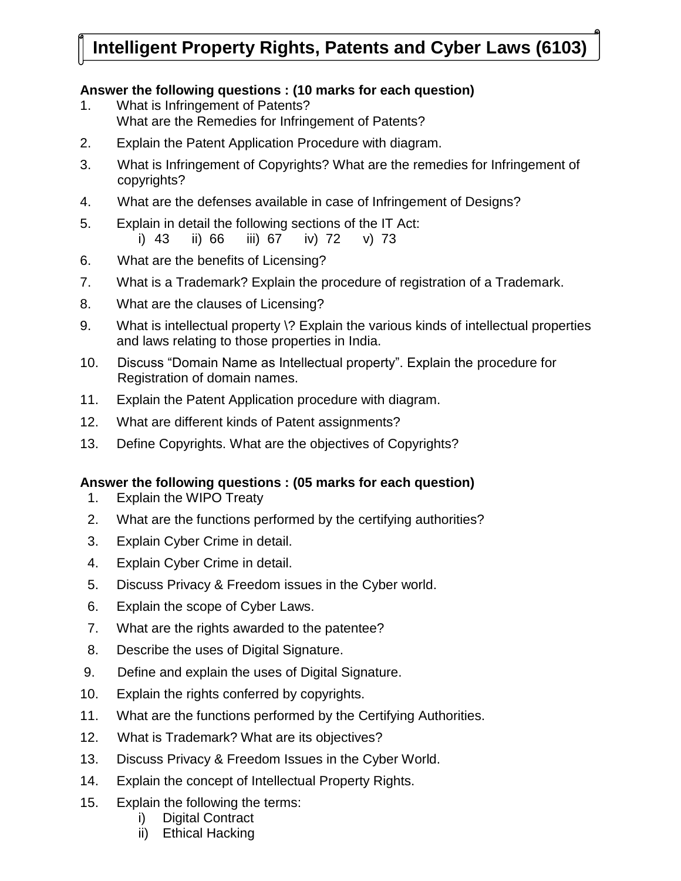# Intelligent Property Rights, Patents and Cyber Laws (6103)

**Answer the following questions : (10 marks for each question)**

1. What is Infringement of Patents?
   What are the Remedies for Infringement of Patents?
2. Explain the Patent Application Procedure with diagram.
3. What is Infringement of Copyrights? What are the remedies for Infringement of copyrights?
4. What are the defenses available in case of Infringement of Designs?
5. Explain in detail the following sections of the IT Act:
   i) 43 ii) 66 iii) 67 iv) 72 v) 73
6. What are the benefits of Licensing?
7. What is a Trademark? Explain the procedure of registration of a Trademark.
8. What are the clauses of Licensing?
9. What is intellectual property \? Explain the various kinds of intellectual properties and laws relating to those properties in India.
10. Discuss "Domain Name as Intellectual property". Explain the procedure for Registration of domain names.
11. Explain the Patent Application procedure with diagram.
12. What are different kinds of Patent assignments?
13. Define Copyrights. What are the objectives of Copyrights?

**Answer the following questions : (05 marks for each question)**

1. Explain the WIPO Treaty
2. What are the functions performed by the certifying authorities?
3. Explain Cyber Crime in detail.
4. Explain Cyber Crime in detail.
5. Discuss Privacy & Freedom issues in the Cyber world.
6. Explain the scope of Cyber Laws.
7. What are the rights awarded to the patentee?
8. Describe the uses of Digital Signature.
9. Define and explain the uses of Digital Signature.
10. Explain the rights conferred by copyrights.
11. What are the functions performed by the Certifying Authorities.
12. What is Trademark? What are its objectives?
13. Discuss Privacy & Freedom Issues in the Cyber World.
14. Explain the concept of Intellectual Property Rights.
15. Explain the following the terms:
    i) Digital Contract
    ii) Ethical Hacking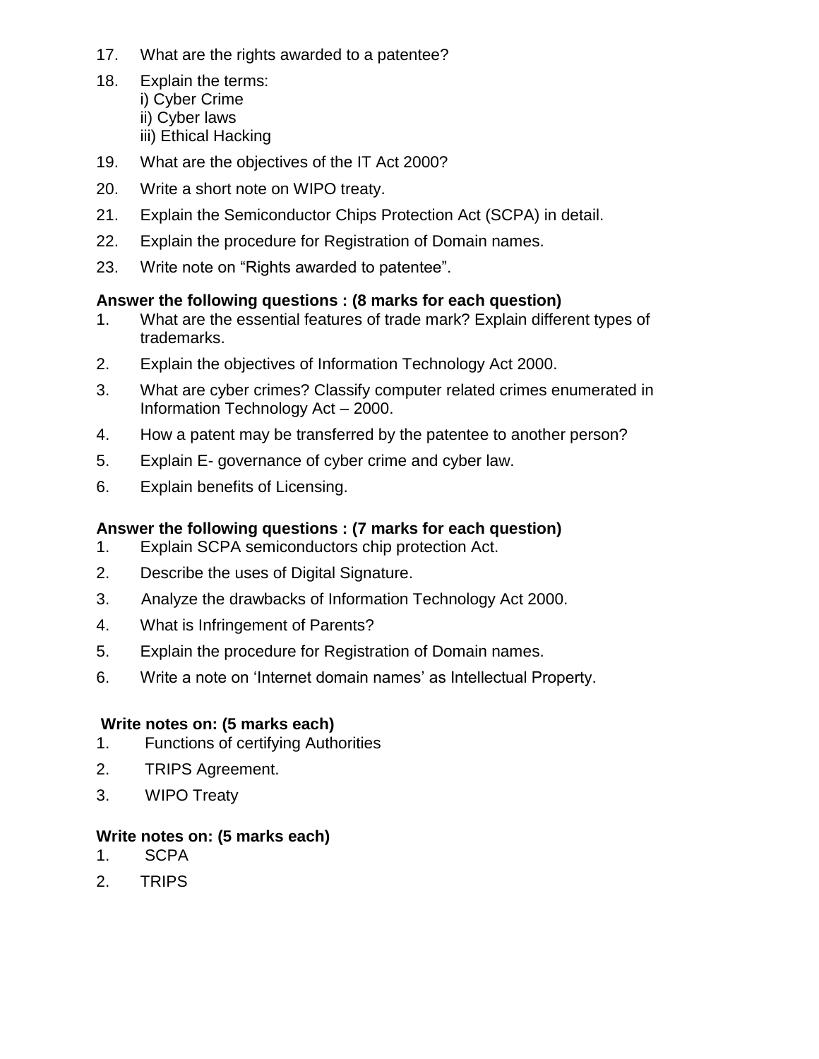17. What are the rights awarded to a patentee?
18. Explain the terms:
    i) Cyber Crime
    ii) Cyber laws
    iii) Ethical Hacking
19. What are the objectives of the IT Act 2000?
20. Write a short note on WIPO treaty.
21. Explain the Semiconductor Chips Protection Act (SCPA) in detail.
22. Explain the procedure for Registration of Domain names.
23. Write note on "Rights awarded to patentee".

**Answer the following questions : (8 marks for each question)**

1. What are the essential features of trade mark? Explain different types of trademarks.
2. Explain the objectives of Information Technology Act 2000.
3. What are cyber crimes? Classify computer related crimes enumerated in Information Technology Act – 2000.
4. How a patent may be transferred by the patentee to another person?
5. Explain E- governance of cyber crime and cyber law.
6. Explain benefits of Licensing.

**Answer the following questions : (7 marks for each question)**

1. Explain SCPA semiconductors chip protection Act.
2. Describe the uses of Digital Signature.
3. Analyze the drawbacks of Information Technology Act 2000.
4. What is Infringement of Parents?
5. Explain the procedure for Registration of Domain names.
6. Write a note on 'Internet domain names' as Intellectual Property.

**Write notes on: (5 marks each)**

1. Functions of certifying Authorities
2. TRIPS Agreement.
3. WIPO Treaty

**Write notes on: (5 marks each)**

1. SCPA
2. TRIPS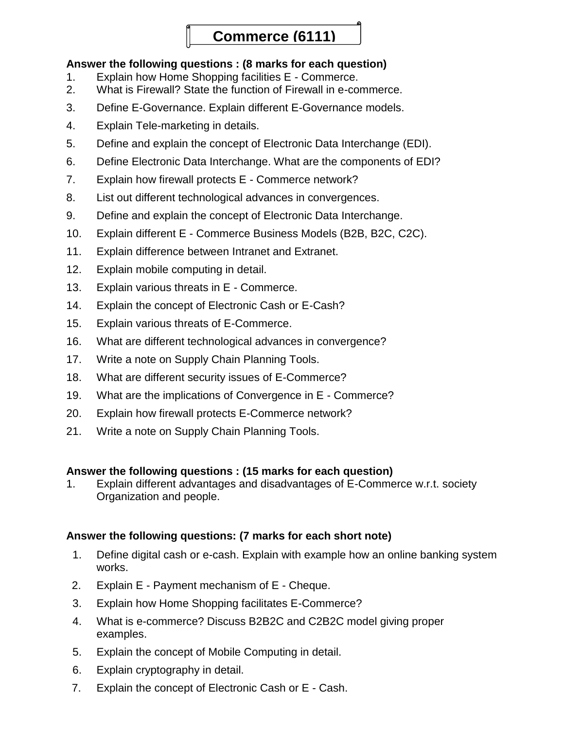# Commerce (6111)

**Answer the following questions : (8 marks for each question)**

1. Explain how Home Shopping facilities E - Commerce.
2. What is Firewall? State the function of Firewall in e-commerce.
3. Define E-Governance. Explain different E-Governance models.
4. Explain Tele-marketing in details.
5. Define and explain the concept of Electronic Data Interchange (EDI).
6. Define Electronic Data Interchange. What are the components of EDI?
7. Explain how firewall protects E - Commerce network?
8. List out different technological advances in convergences.
9. Define and explain the concept of Electronic Data Interchange.
10. Explain different E - Commerce Business Models (B2B, B2C, C2C).
11. Explain difference between Intranet and Extranet.
12. Explain mobile computing in detail.
13. Explain various threats in E - Commerce.
14. Explain the concept of Electronic Cash or E-Cash?
15. Explain various threats of E-Commerce.
16. What are different technological advances in convergence?
17. Write a note on Supply Chain Planning Tools.
18. What are different security issues of E-Commerce?
19. What are the implications of Convergence in E - Commerce?
20. Explain how firewall protects E-Commerce network?
21. Write a note on Supply Chain Planning Tools.

**Answer the following questions : (15 marks for each question)**

1. Explain different advantages and disadvantages of E-Commerce w.r.t. society Organization and people.

**Answer the following questions: (7 marks for each short note)**

1. Define digital cash or e-cash. Explain with example how an online banking system works.
2. Explain E - Payment mechanism of E - Cheque.
3. Explain how Home Shopping facilitates E-Commerce?
4. What is e-commerce? Discuss B2B2C and C2B2C model giving proper examples.
5. Explain the concept of Mobile Computing in detail.
6. Explain cryptography in detail.
7. Explain the concept of Electronic Cash or E - Cash.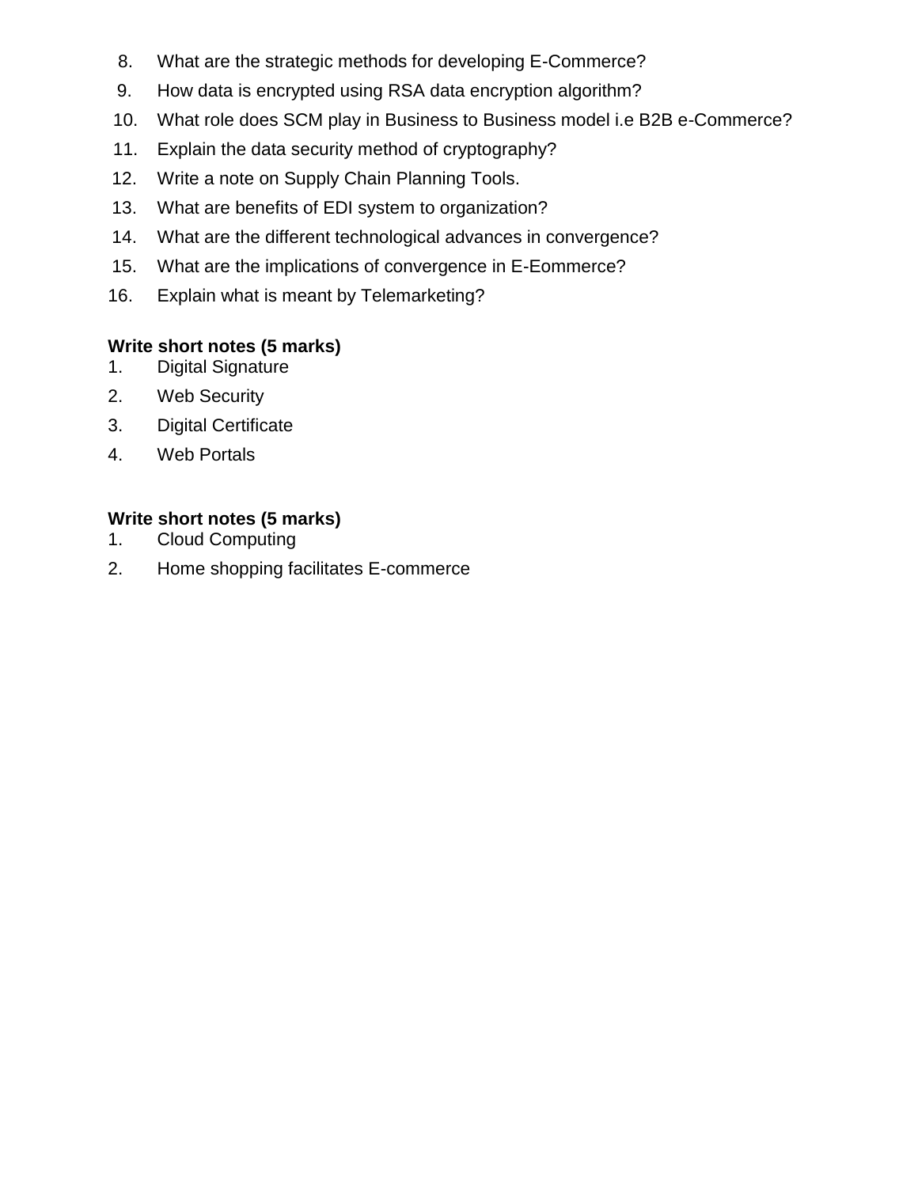8. What are the strategic methods for developing E-Commerce?
9. How data is encrypted using RSA data encryption algorithm?
10. What role does SCM play in Business to Business model i.e B2B e-Commerce?
11. Explain the data security method of cryptography?
12. Write a note on Supply Chain Planning Tools.
13. What are benefits of EDI system to organization?
14. What are the different technological advances in convergence?
15. What are the implications of convergence in E-Eommerce?
16. Explain what is meant by Telemarketing?

**Write short notes (5 marks)**

1. Digital Signature
2. Web Security
3. Digital Certificate
4. Web Portals

**Write short notes (5 marks)**

1. Cloud Computing
2. Home shopping facilitates E-commerce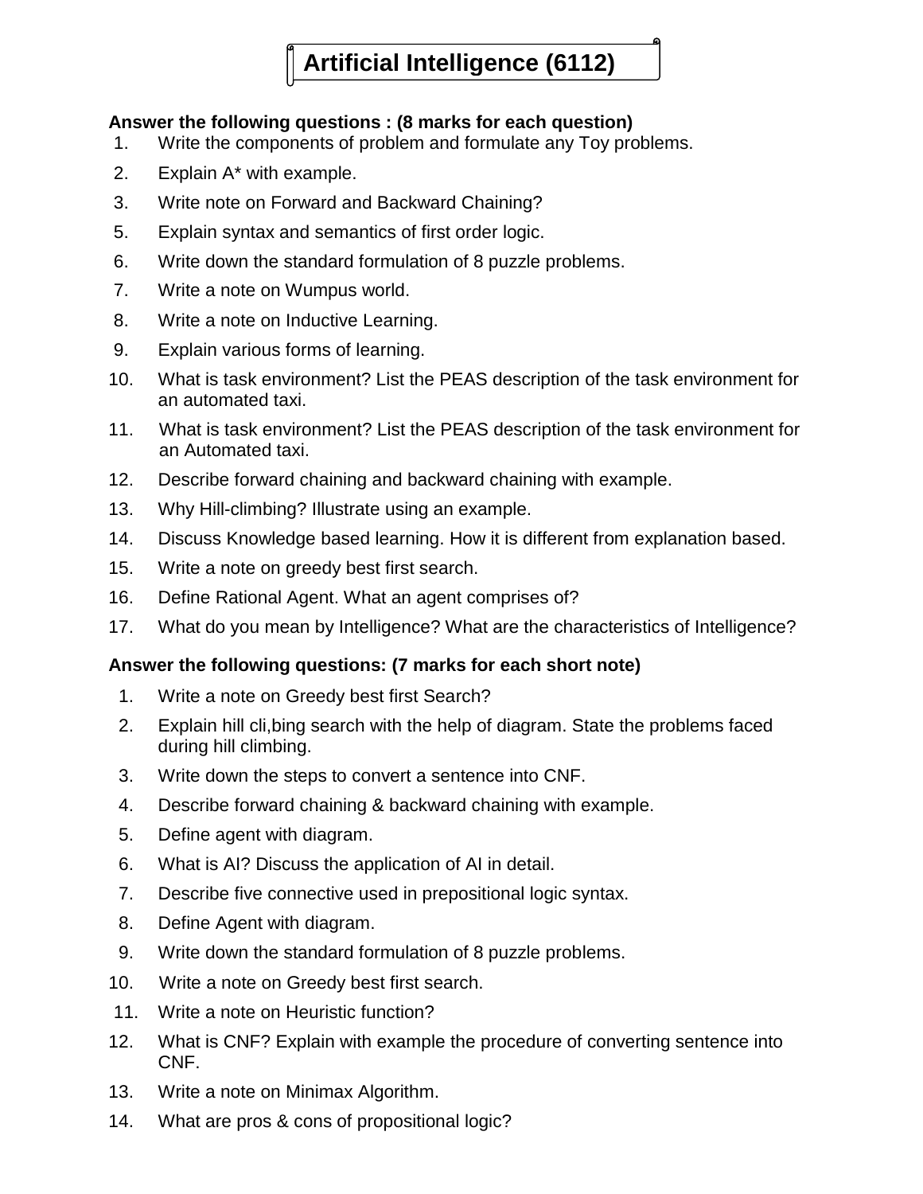# Artificial Intelligence (6112)

**Answer the following questions : (8 marks for each question)**

1. Write the components of problem and formulate any Toy problems.
2. Explain A* with example.
3. Write note on Forward and Backward Chaining?
5. Explain syntax and semantics of first order logic.
6. Write down the standard formulation of 8 puzzle problems.
7. Write a note on Wumpus world.
8. Write a note on Inductive Learning.
9. Explain various forms of learning.
10. What is task environment? List the PEAS description of the task environment for an automated taxi.
11. What is task environment? List the PEAS description of the task environment for an Automated taxi.
12. Describe forward chaining and backward chaining with example.
13. Why Hill-climbing? Illustrate using an example.
14. Discuss Knowledge based learning. How it is different from explanation based.
15. Write a note on greedy best first search.
16. Define Rational Agent. What an agent comprises of?
17. What do you mean by Intelligence? What are the characteristics of Intelligence?

**Answer the following questions: (7 marks for each short note)**

1. Write a note on Greedy best first Search?
2. Explain hill cli,bing search with the help of diagram. State the problems faced during hill climbing.
3. Write down the steps to convert a sentence into CNF.
4. Describe forward chaining & backward chaining with example.
5. Define agent with diagram.
6. What is AI? Discuss the application of AI in detail.
7. Describe five connective used in prepositional logic syntax.
8. Define Agent with diagram.
9. Write down the standard formulation of 8 puzzle problems.
10. Write a note on Greedy best first search.
11. Write a note on Heuristic function?
12. What is CNF? Explain with example the procedure of converting sentence into CNF.
13. Write a note on Minimax Algorithm.
14. What are pros & cons of propositional logic?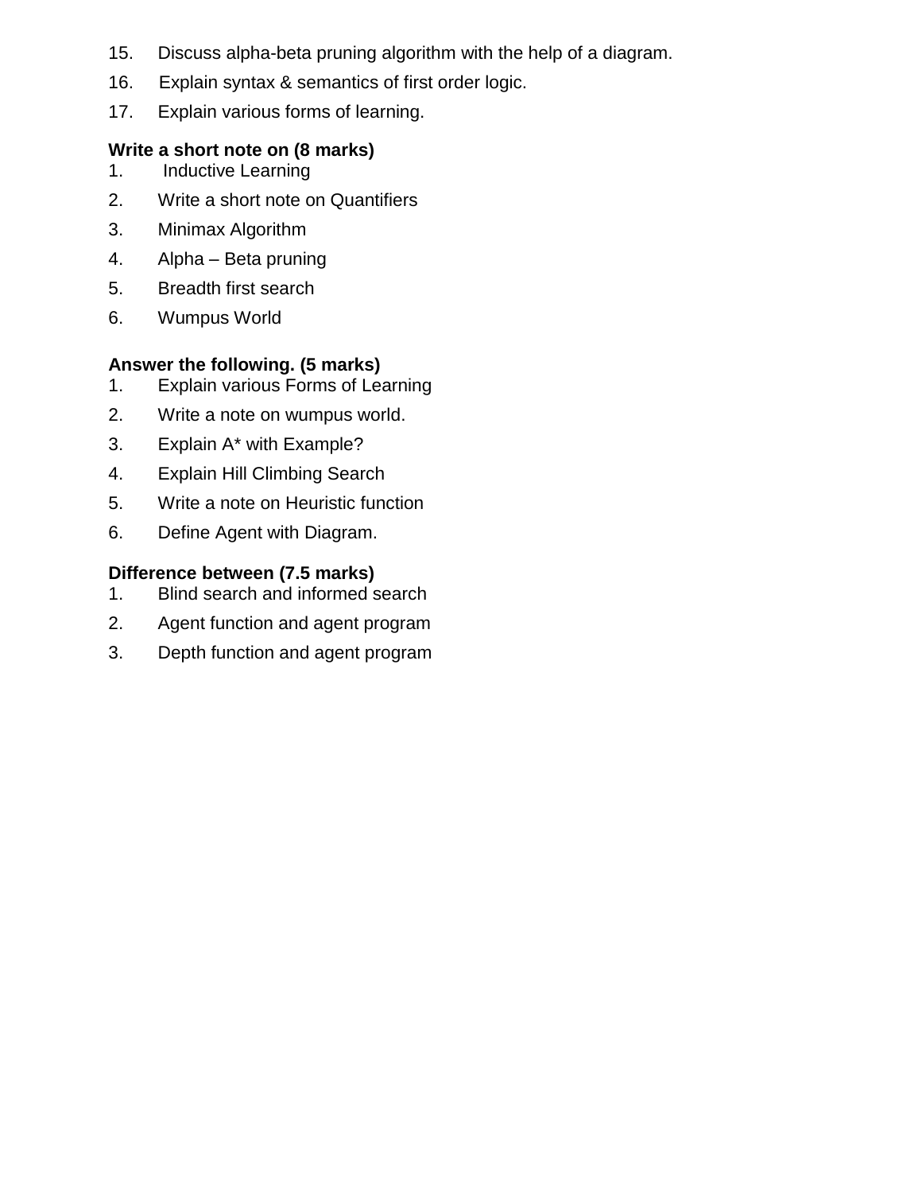15. Discuss alpha-beta pruning algorithm with the help of a diagram.
16. Explain syntax & semantics of first order logic.
17. Explain various forms of learning.

**Write a short note on (8 marks)**

1. Inductive Learning
2. Write a short note on Quantifiers
3. Minimax Algorithm
4. Alpha – Beta pruning
5. Breadth first search
6. Wumpus World

**Answer the following. (5 marks)**

1. Explain various Forms of Learning
2. Write a note on wumpus world.
3. Explain A* with Example?
4. Explain Hill Climbing Search
5. Write a note on Heuristic function
6. Define Agent with Diagram.

**Difference between (7.5 marks)**

1. Blind search and informed search
2. Agent function and agent program
3. Depth function and agent program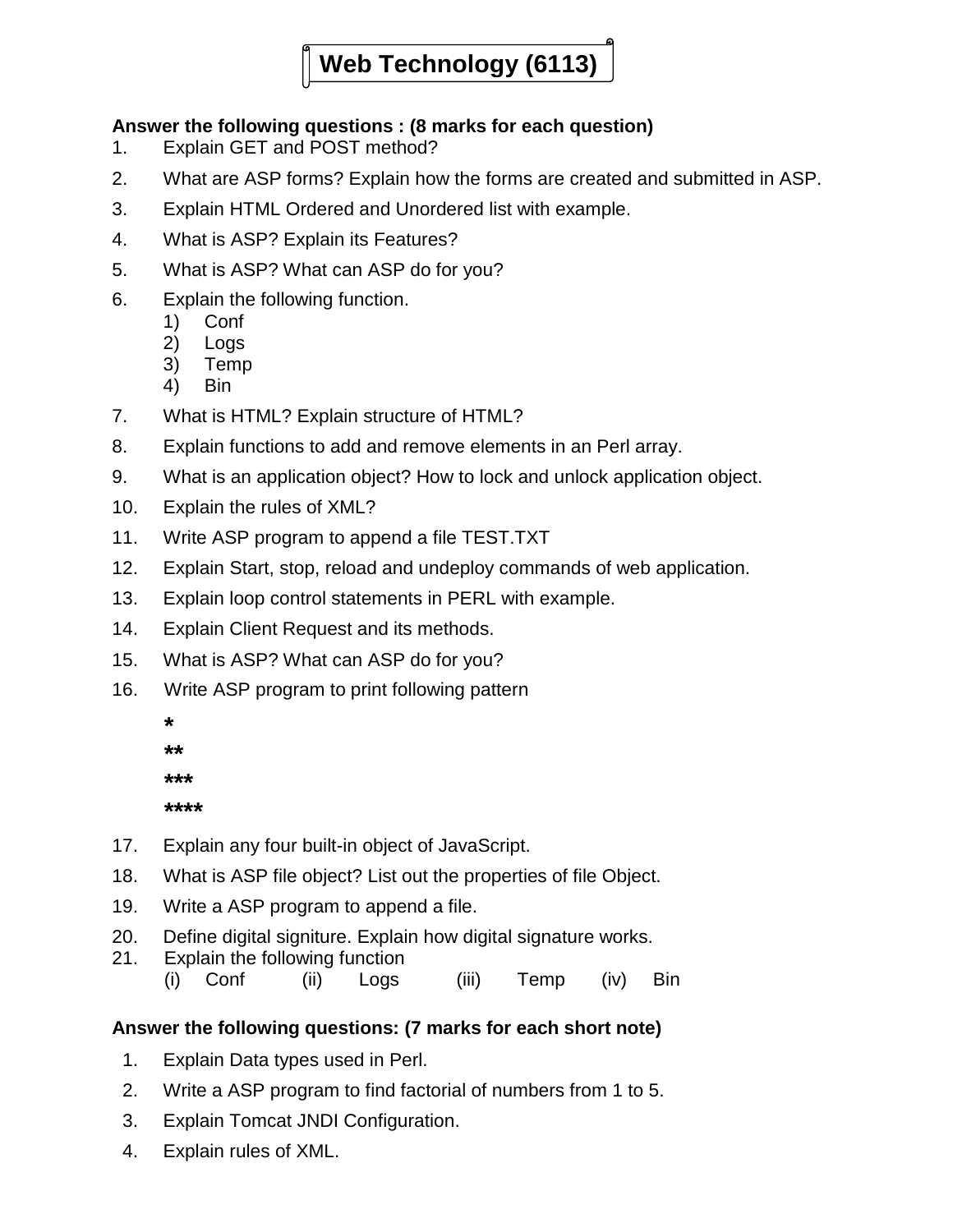# Web Technology (6113)

**Answer the following questions : (8 marks for each question)**

1. Explain GET and POST method?
2. What are ASP forms? Explain how the forms are created and submitted in ASP.
3. Explain HTML Ordered and Unordered list with example.
4. What is ASP? Explain its Features?
5. What is ASP? What can ASP do for you?
6. Explain the following function.
   1) Conf
   2) Logs
   3) Temp
   4) Bin
7. What is HTML? Explain structure of HTML?
8. Explain functions to add and remove elements in an Perl array.
9. What is an application object? How to lock and unlock application object.
10. Explain the rules of XML?
11. Write ASP program to append a file TEST.TXT
12. Explain Start, stop, reload and undeploy commands of web application.
13. Explain loop control statements in PERL with example.
14. Explain Client Request and its methods.
15. What is ASP? What can ASP do for you?
16. Write ASP program to print following pattern

    ```
    *
    **
    ***
    ****
    ```

17. Explain any four built-in object of JavaScript.
18. What is ASP file object? List out the properties of file Object.
19. Write a ASP program to append a file.
20. Define digital signiture. Explain how digital signature works.
21. Explain the following function
    (i) Conf (ii) Logs (iii) Temp (iv) Bin

**Answer the following questions: (7 marks for each short note)**

1. Explain Data types used in Perl.
2. Write a ASP program to find factorial of numbers from 1 to 5.
3. Explain Tomcat JNDI Configuration.
4. Explain rules of XML.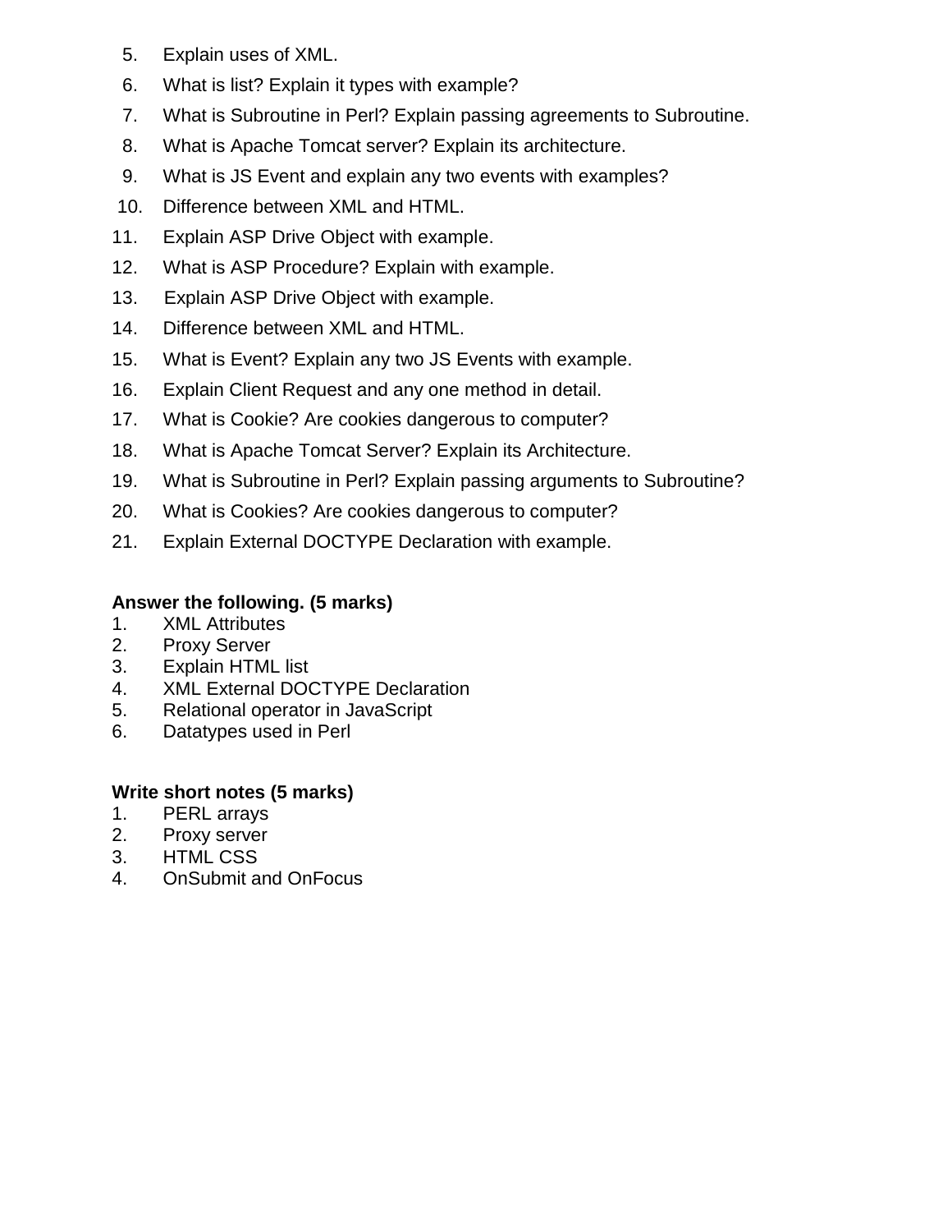5. Explain uses of XML.
6. What is list? Explain it types with example?
7. What is Subroutine in Perl? Explain passing agreements to Subroutine.
8. What is Apache Tomcat server? Explain its architecture.
9. What is JS Event and explain any two events with examples?
10. Difference between XML and HTML.
11. Explain ASP Drive Object with example.
12. What is ASP Procedure? Explain with example.
13. Explain ASP Drive Object with example.
14. Difference between XML and HTML.
15. What is Event? Explain any two JS Events with example.
16. Explain Client Request and any one method in detail.
17. What is Cookie? Are cookies dangerous to computer?
18. What is Apache Tomcat Server? Explain its Architecture.
19. What is Subroutine in Perl? Explain passing arguments to Subroutine?
20. What is Cookies? Are cookies dangerous to computer?
21. Explain External DOCTYPE Declaration with example.

**Answer the following. (5 marks)**

1. XML Attributes
2. Proxy Server
3. Explain HTML list
4. XML External DOCTYPE Declaration
5. Relational operator in JavaScript
6. Datatypes used in Perl

**Write short notes (5 marks)**

1. PERL arrays
2. Proxy server
3. HTML CSS
4. OnSubmit and OnFocus